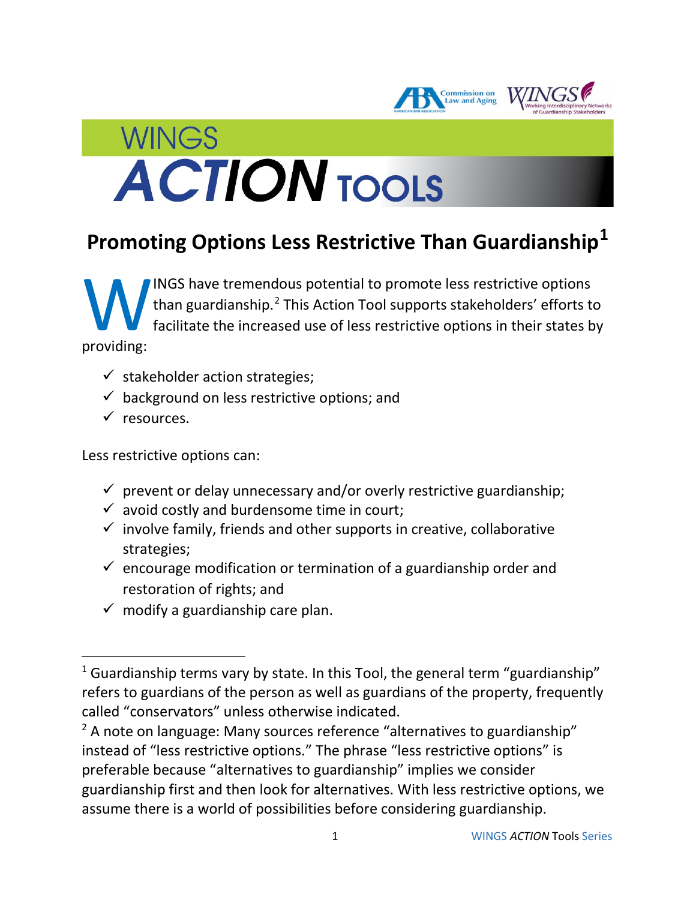# WINGS ACTION TOOLS

## Promoting Options Less Restrictive Than Guardianship[1]

WINGS have tremendous potential to promote less restrictive options than guardianship.[2] This Action Tool supports stakeholders' efforts to facilitate the increased use of less restrictive options in their states by providing:

- ✓ stakeholder action strategies;
- ✓ background on less restrictive options; and
- ✓ resources.

Less restrictive options can:

- ✓ prevent or delay unnecessary and/or overly restrictive guardianship;
- ✓ avoid costly and burdensome time in court;
- ✓ involve family, friends and other supports in creative, collaborative strategies;
- ✓ encourage modification or termination of a guardianship order and restoration of rights; and
- ✓ modify a guardianship care plan.

---

[1] Guardianship terms vary by state. In this Tool, the general term "guardianship" refers to guardians of the person as well as guardians of the property, frequently called "conservators" unless otherwise indicated.

[2] A note on language: Many sources reference "alternatives to guardianship" instead of "less restrictive options." The phrase "less restrictive options" is preferable because "alternatives to guardianship" implies we consider guardianship first and then look for alternatives. With less restrictive options, we assume there is a world of possibilities before considering guardianship.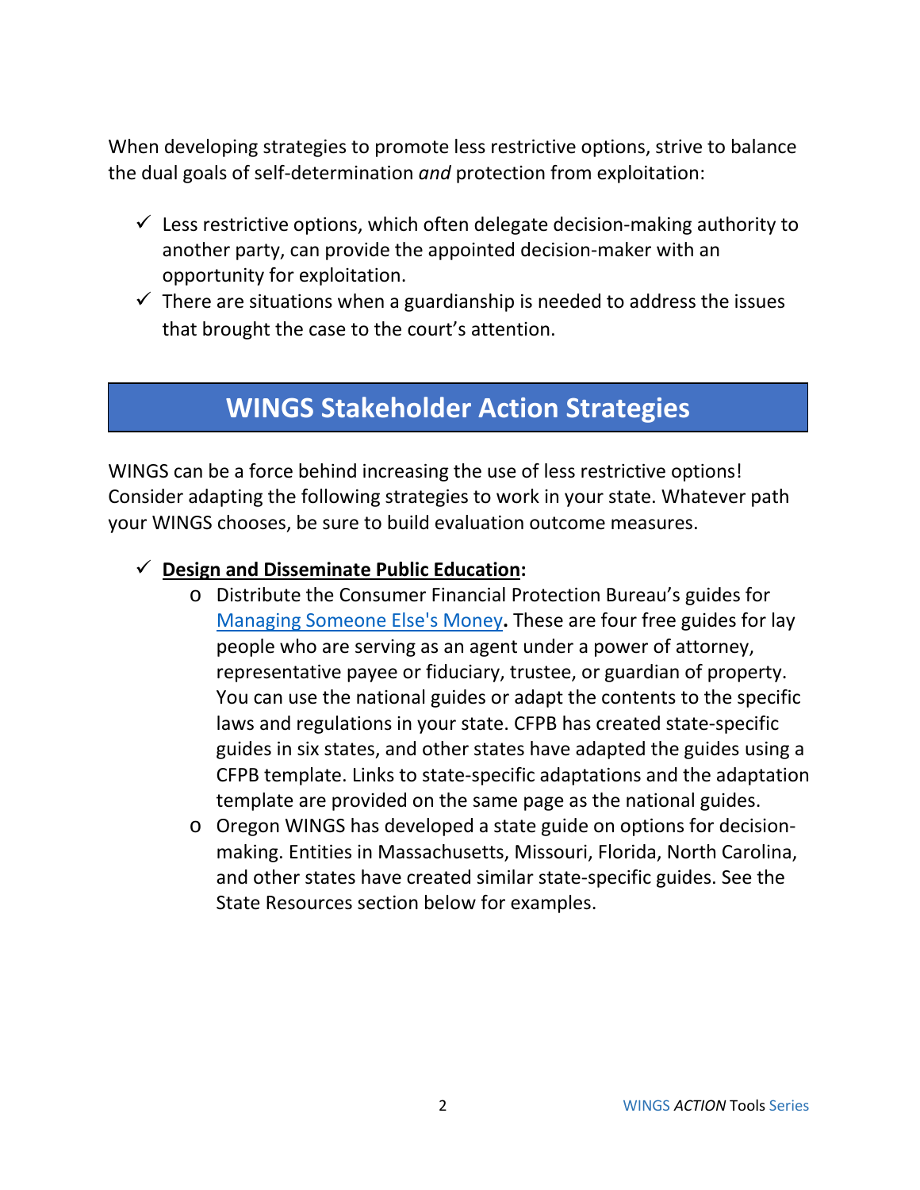When developing strategies to promote less restrictive options, strive to balance the dual goals of self-determination *and* protection from exploitation:

- ✓ Less restrictive options, which often delegate decision-making authority to another party, can provide the appointed decision-maker with an opportunity for exploitation.
- ✓ There are situations when a guardianship is needed to address the issues that brought the case to the court's attention.

## WINGS Stakeholder Action Strategies

WINGS can be a force behind increasing the use of less restrictive options! Consider adapting the following strategies to work in your state. Whatever path your WINGS chooses, be sure to build evaluation outcome measures.

- ✓ **Design and Disseminate Public Education:**
  - Distribute the Consumer Financial Protection Bureau's guides for Managing Someone Else's Money**.** These are four free guides for lay people who are serving as an agent under a power of attorney, representative payee or fiduciary, trustee, or guardian of property. You can use the national guides or adapt the contents to the specific laws and regulations in your state. CFPB has created state-specific guides in six states, and other states have adapted the guides using a CFPB template. Links to state-specific adaptations and the adaptation template are provided on the same page as the national guides.
  - Oregon WINGS has developed a state guide on options for decision-making. Entities in Massachusetts, Missouri, Florida, North Carolina, and other states have created similar state-specific guides. See the State Resources section below for examples.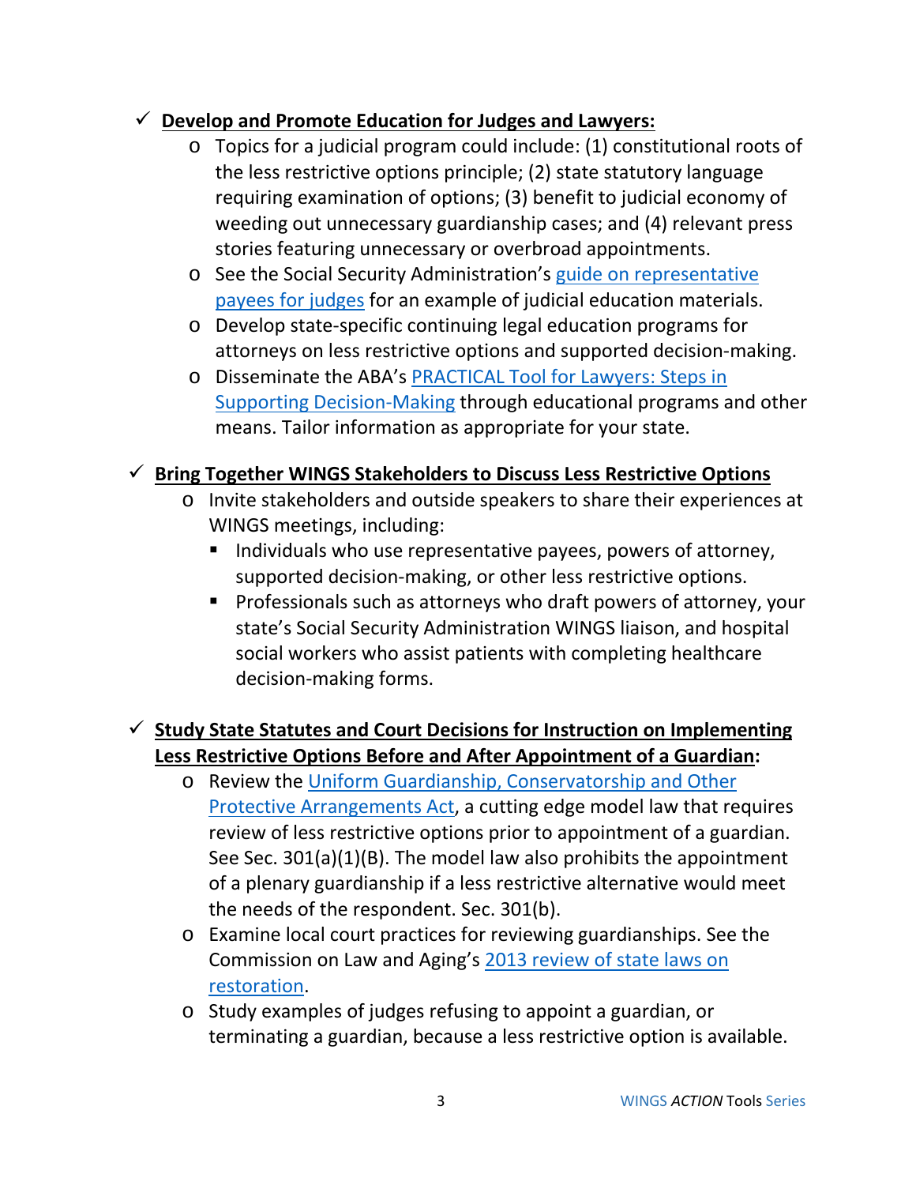- ✓ **Develop and Promote Education for Judges and Lawyers:**
  - Topics for a judicial program could include: (1) constitutional roots of the less restrictive options principle; (2) state statutory language requiring examination of options; (3) benefit to judicial economy of weeding out unnecessary guardianship cases; and (4) relevant press stories featuring unnecessary or overbroad appointments.
  - See the Social Security Administration's guide on representative payees for judges for an example of judicial education materials.
  - Develop state-specific continuing legal education programs for attorneys on less restrictive options and supported decision-making.
  - Disseminate the ABA's PRACTICAL Tool for Lawyers: Steps in Supporting Decision-Making through educational programs and other means. Tailor information as appropriate for your state.

- ✓ **Bring Together WINGS Stakeholders to Discuss Less Restrictive Options**
  - Invite stakeholders and outside speakers to share their experiences at WINGS meetings, including:
    - Individuals who use representative payees, powers of attorney, supported decision-making, or other less restrictive options.
    - Professionals such as attorneys who draft powers of attorney, your state's Social Security Administration WINGS liaison, and hospital social workers who assist patients with completing healthcare decision-making forms.

- ✓ **Study State Statutes and Court Decisions for Instruction on Implementing Less Restrictive Options Before and After Appointment of a Guardian:**
  - Review the Uniform Guardianship, Conservatorship and Other Protective Arrangements Act, a cutting edge model law that requires review of less restrictive options prior to appointment of a guardian. See Sec. 301(a)(1)(B). The model law also prohibits the appointment of a plenary guardianship if a less restrictive alternative would meet the needs of the respondent. Sec. 301(b).
  - Examine local court practices for reviewing guardianships. See the Commission on Law and Aging's 2013 review of state laws on restoration.
  - Study examples of judges refusing to appoint a guardian, or terminating a guardian, because a less restrictive option is available.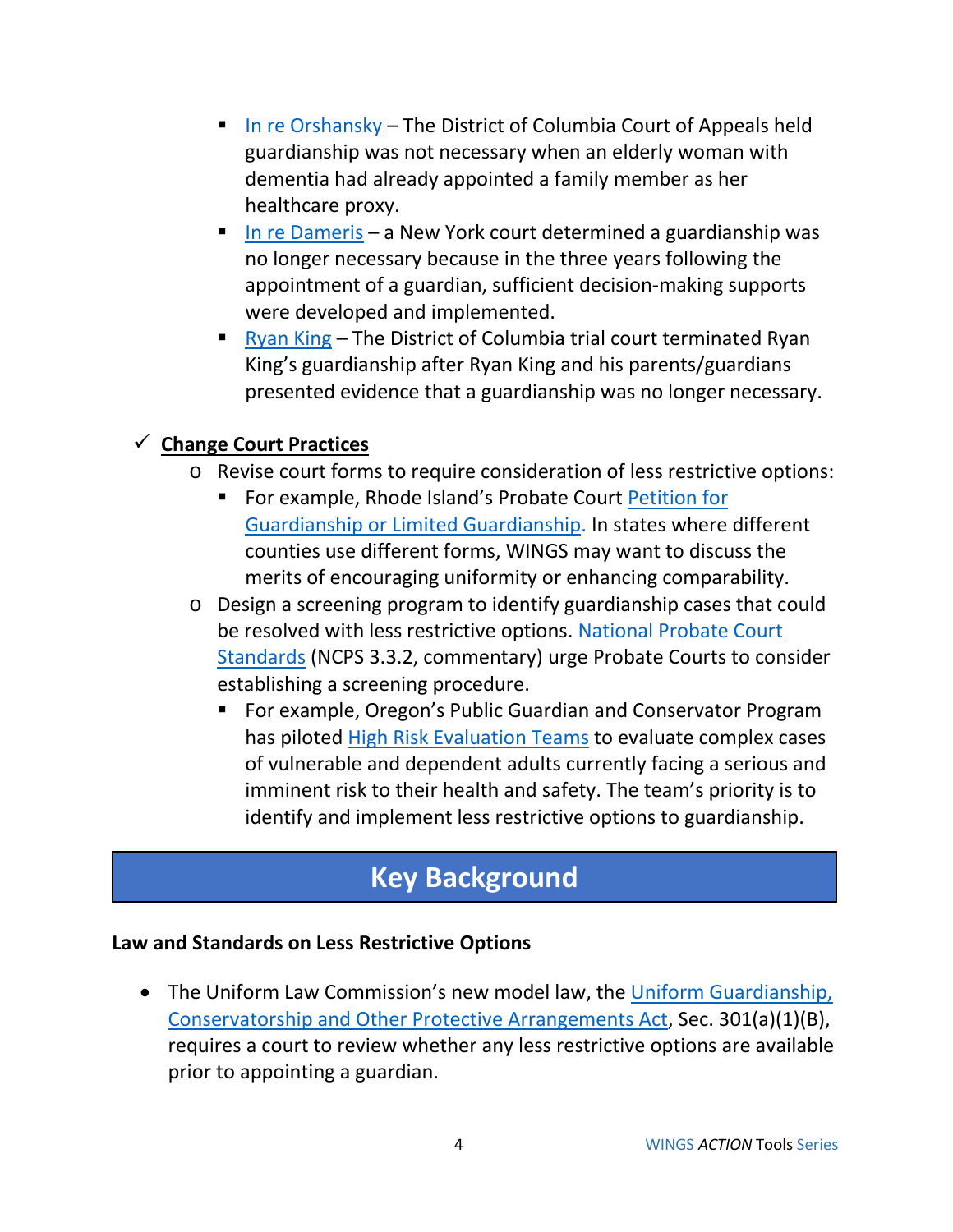- In re Orshansky – The District of Columbia Court of Appeals held guardianship was not necessary when an elderly woman with dementia had already appointed a family member as her healthcare proxy.
    - In re Dameris – a New York court determined a guardianship was no longer necessary because in the three years following the appointment of a guardian, sufficient decision-making supports were developed and implemented.
    - Ryan King – The District of Columbia trial court terminated Ryan King's guardianship after Ryan King and his parents/guardians presented evidence that a guardianship was no longer necessary.

- ✓ **Change Court Practices**
  - Revise court forms to require consideration of less restrictive options:
    - For example, Rhode Island's Probate Court Petition for Guardianship or Limited Guardianship. In states where different counties use different forms, WINGS may want to discuss the merits of encouraging uniformity or enhancing comparability.
  - Design a screening program to identify guardianship cases that could be resolved with less restrictive options. National Probate Court Standards (NCPS 3.3.2, commentary) urge Probate Courts to consider establishing a screening procedure.
    - For example, Oregon's Public Guardian and Conservator Program has piloted High Risk Evaluation Teams to evaluate complex cases of vulnerable and dependent adults currently facing a serious and imminent risk to their health and safety. The team's priority is to identify and implement less restrictive options to guardianship.

## Key Background

**Law and Standards on Less Restrictive Options**

- The Uniform Law Commission's new model law, the Uniform Guardianship, Conservatorship and Other Protective Arrangements Act, Sec. 301(a)(1)(B), requires a court to review whether any less restrictive options are available prior to appointing a guardian.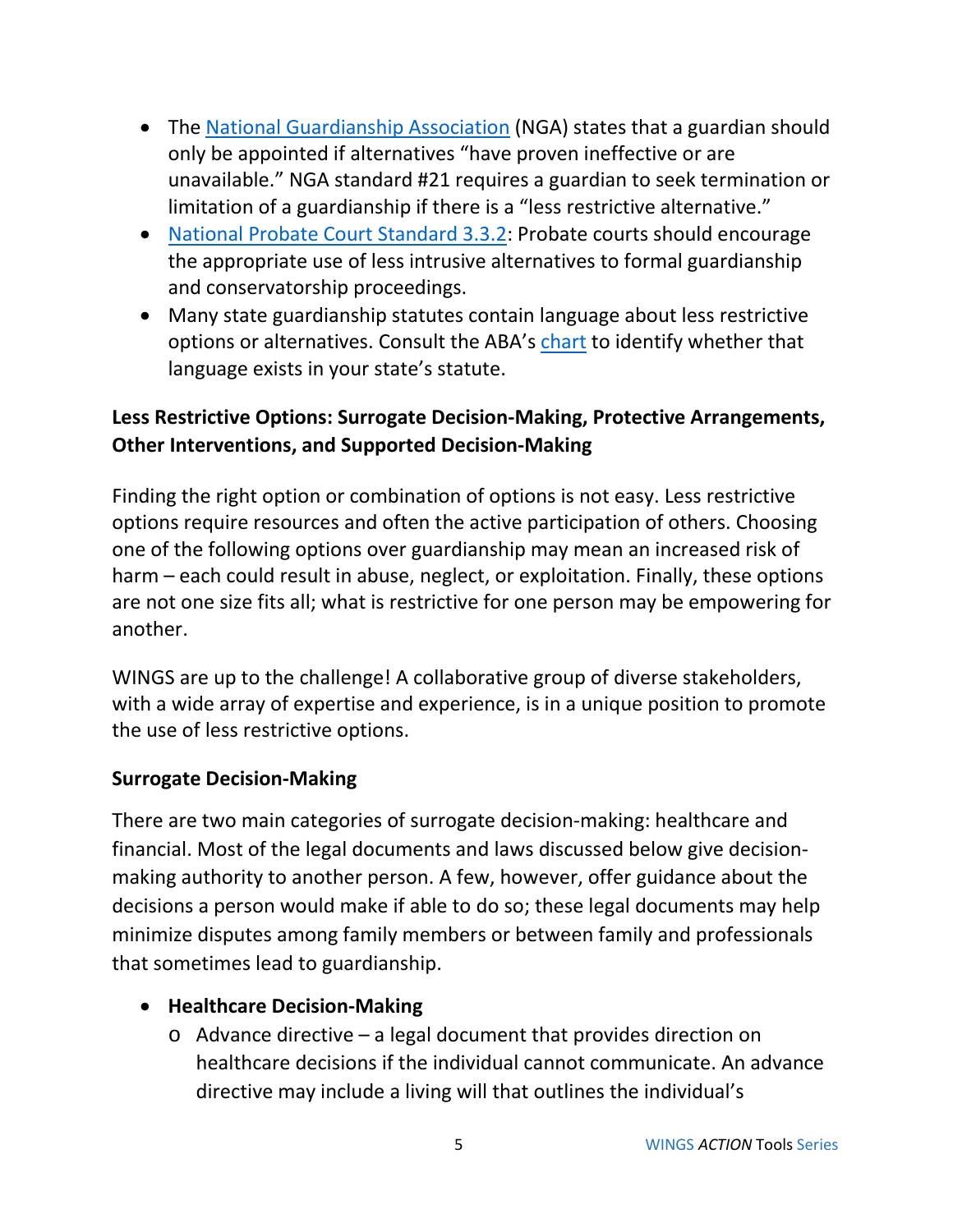- The National Guardianship Association (NGA) states that a guardian should only be appointed if alternatives "have proven ineffective or are unavailable." NGA standard #21 requires a guardian to seek termination or limitation of a guardianship if there is a "less restrictive alternative."
- National Probate Court Standard 3.3.2: Probate courts should encourage the appropriate use of less intrusive alternatives to formal guardianship and conservatorship proceedings.
- Many state guardianship statutes contain language about less restrictive options or alternatives. Consult the ABA's chart to identify whether that language exists in your state's statute.

**Less Restrictive Options: Surrogate Decision-Making, Protective Arrangements, Other Interventions, and Supported Decision-Making**

Finding the right option or combination of options is not easy. Less restrictive options require resources and often the active participation of others. Choosing one of the following options over guardianship may mean an increased risk of harm – each could result in abuse, neglect, or exploitation. Finally, these options are not one size fits all; what is restrictive for one person may be empowering for another.

WINGS are up to the challenge! A collaborative group of diverse stakeholders, with a wide array of expertise and experience, is in a unique position to promote the use of less restrictive options.

**Surrogate Decision-Making**

There are two main categories of surrogate decision-making: healthcare and financial. Most of the legal documents and laws discussed below give decision-making authority to another person. A few, however, offer guidance about the decisions a person would make if able to do so; these legal documents may help minimize disputes among family members or between family and professionals that sometimes lead to guardianship.

- **Healthcare Decision-Making**
  - Advance directive – a legal document that provides direction on healthcare decisions if the individual cannot communicate. An advance directive may include a living will that outlines the individual's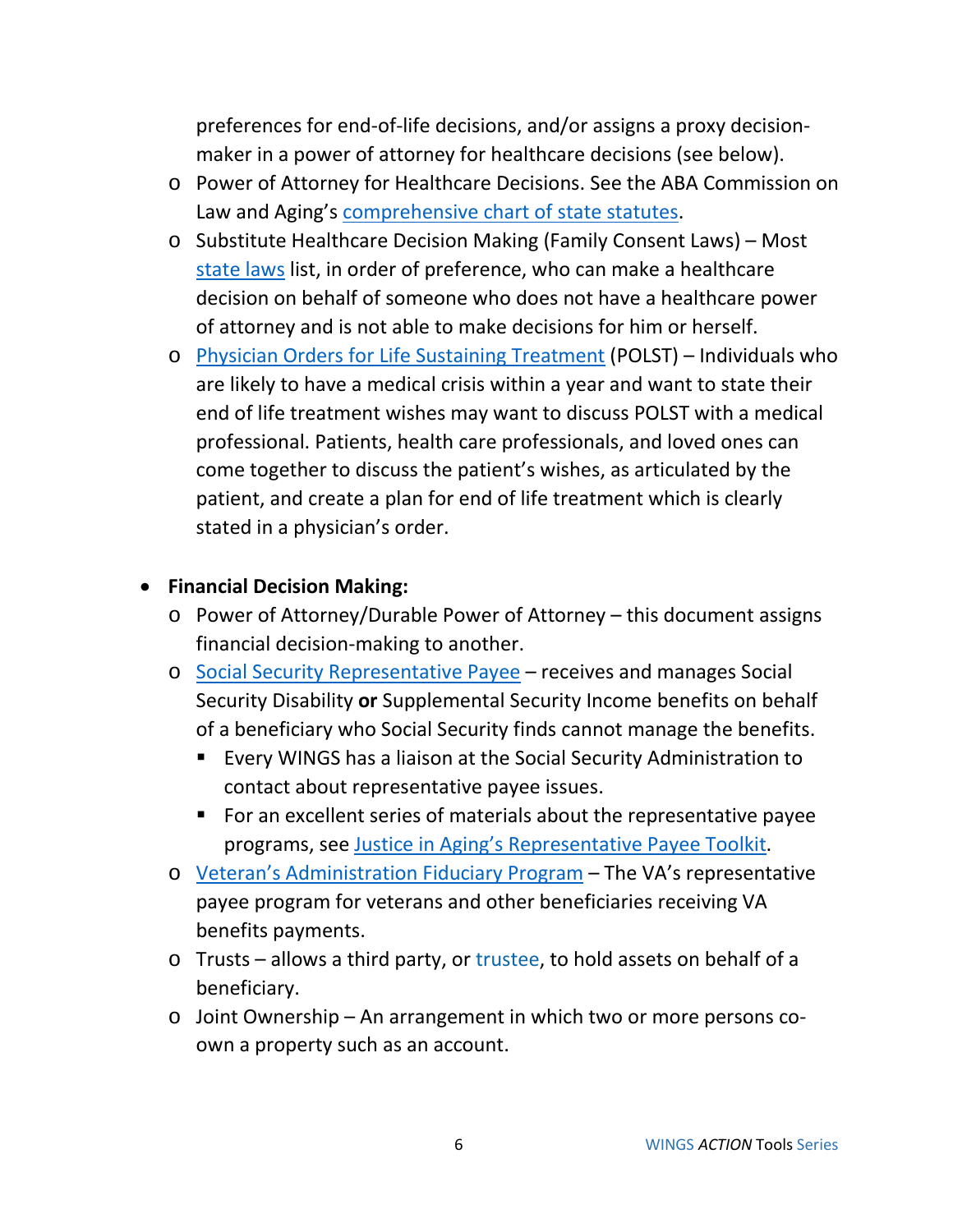preferences for end-of-life decisions, and/or assigns a proxy decision-maker in a power of attorney for healthcare decisions (see below).

- Power of Attorney for Healthcare Decisions. See the ABA Commission on Law and Aging's comprehensive chart of state statutes.
- Substitute Healthcare Decision Making (Family Consent Laws) – Most state laws list, in order of preference, who can make a healthcare decision on behalf of someone who does not have a healthcare power of attorney and is not able to make decisions for him or herself.
- Physician Orders for Life Sustaining Treatment (POLST) – Individuals who are likely to have a medical crisis within a year and want to state their end of life treatment wishes may want to discuss POLST with a medical professional. Patients, health care professionals, and loved ones can come together to discuss the patient's wishes, as articulated by the patient, and create a plan for end of life treatment which is clearly stated in a physician's order.

- **Financial Decision Making:**
    - Power of Attorney/Durable Power of Attorney – this document assigns financial decision-making to another.
    - Social Security Representative Payee – receives and manages Social Security Disability **or** Supplemental Security Income benefits on behalf of a beneficiary who Social Security finds cannot manage the benefits.
        - Every WINGS has a liaison at the Social Security Administration to contact about representative payee issues.
        - For an excellent series of materials about the representative payee programs, see Justice in Aging's Representative Payee Toolkit.
    - Veteran's Administration Fiduciary Program – The VA's representative payee program for veterans and other beneficiaries receiving VA benefits payments.
    - Trusts – allows a third party, or trustee, to hold assets on behalf of a beneficiary.
    - Joint Ownership – An arrangement in which two or more persons co-own a property such as an account.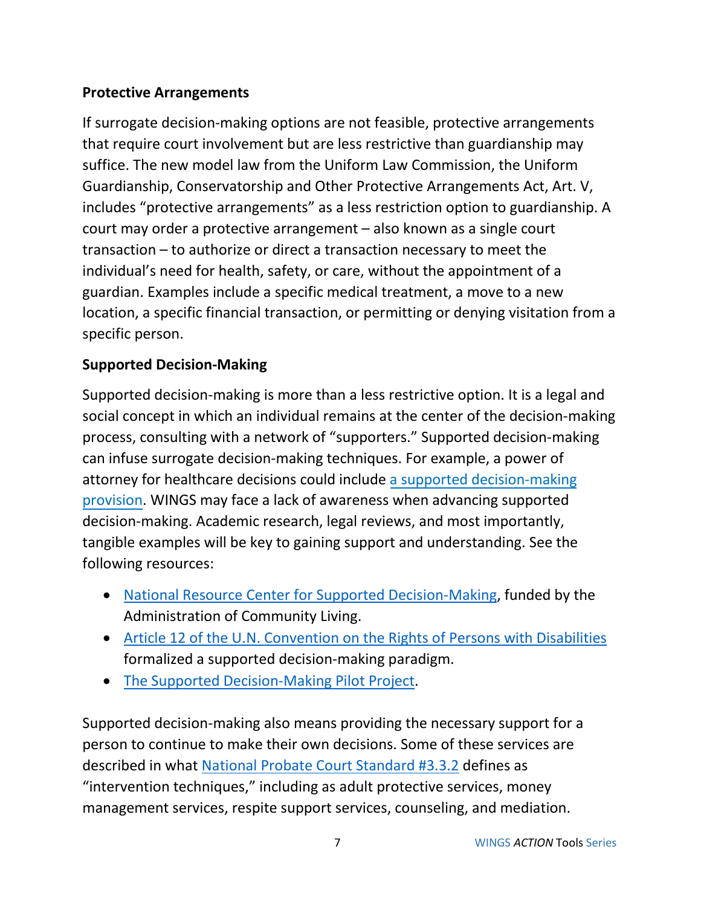**Protective Arrangements**

If surrogate decision-making options are not feasible, protective arrangements that require court involvement but are less restrictive than guardianship may suffice. The new model law from the Uniform Law Commission, the Uniform Guardianship, Conservatorship and Other Protective Arrangements Act, Art. V, includes "protective arrangements" as a less restriction option to guardianship. A court may order a protective arrangement – also known as a single court transaction – to authorize or direct a transaction necessary to meet the individual's need for health, safety, or care, without the appointment of a guardian. Examples include a specific medical treatment, a move to a new location, a specific financial transaction, or permitting or denying visitation from a specific person.

**Supported Decision-Making**

Supported decision-making is more than a less restrictive option. It is a legal and social concept in which an individual remains at the center of the decision-making process, consulting with a network of "supporters." Supported decision-making can infuse surrogate decision-making techniques. For example, a power of attorney for healthcare decisions could include a supported decision-making provision. WINGS may face a lack of awareness when advancing supported decision-making. Academic research, legal reviews, and most importantly, tangible examples will be key to gaining support and understanding. See the following resources:

- National Resource Center for Supported Decision-Making, funded by the Administration of Community Living.
- Article 12 of the U.N. Convention on the Rights of Persons with Disabilities formalized a supported decision-making paradigm.
- The Supported Decision-Making Pilot Project.

Supported decision-making also means providing the necessary support for a person to continue to make their own decisions. Some of these services are described in what National Probate Court Standard #3.3.2 defines as "intervention techniques," including as adult protective services, money management services, respite support services, counseling, and mediation.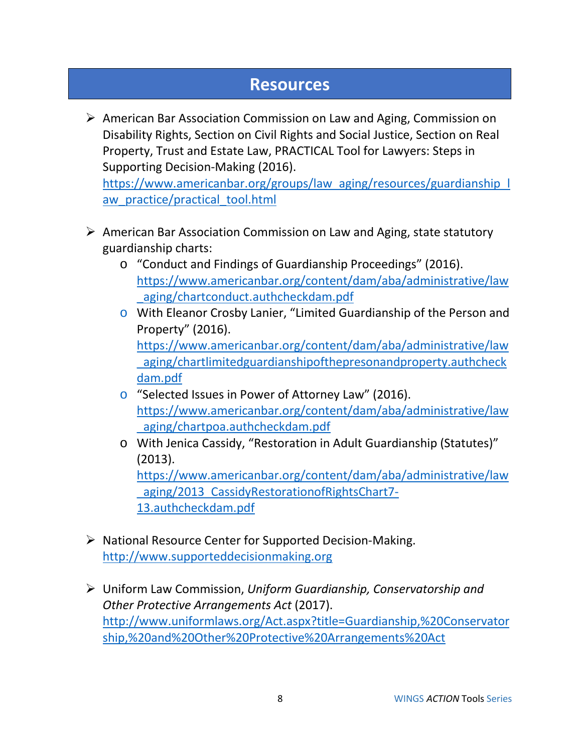## Resources

- American Bar Association Commission on Law and Aging, Commission on Disability Rights, Section on Civil Rights and Social Justice, Section on Real Property, Trust and Estate Law, PRACTICAL Tool for Lawyers: Steps in Supporting Decision-Making (2016). https://www.americanbar.org/groups/law_aging/resources/guardianship_law_practice/practical_tool.html

- American Bar Association Commission on Law and Aging, state statutory guardianship charts:
  - "Conduct and Findings of Guardianship Proceedings" (2016). https://www.americanbar.org/content/dam/aba/administrative/law_aging/chartconduct.authcheckdam.pdf
  - With Eleanor Crosby Lanier, "Limited Guardianship of the Person and Property" (2016). https://www.americanbar.org/content/dam/aba/administrative/law_aging/chartlimitedguardianshipofthepresonandproperty.authcheckdam.pdf
  - "Selected Issues in Power of Attorney Law" (2016). https://www.americanbar.org/content/dam/aba/administrative/law_aging/chartpoa.authcheckdam.pdf
  - With Jenica Cassidy, "Restoration in Adult Guardianship (Statutes)" (2013). https://www.americanbar.org/content/dam/aba/administrative/law_aging/2013_CassidyRestorationofRightsChart7-13.authcheckdam.pdf

- National Resource Center for Supported Decision-Making. http://www.supporteddecisionmaking.org

- Uniform Law Commission, *Uniform Guardianship, Conservatorship and Other Protective Arrangements Act* (2017). http://www.uniformlaws.org/Act.aspx?title=Guardianship,%20Conservatorship,%20and%20Other%20Protective%20Arrangements%20Act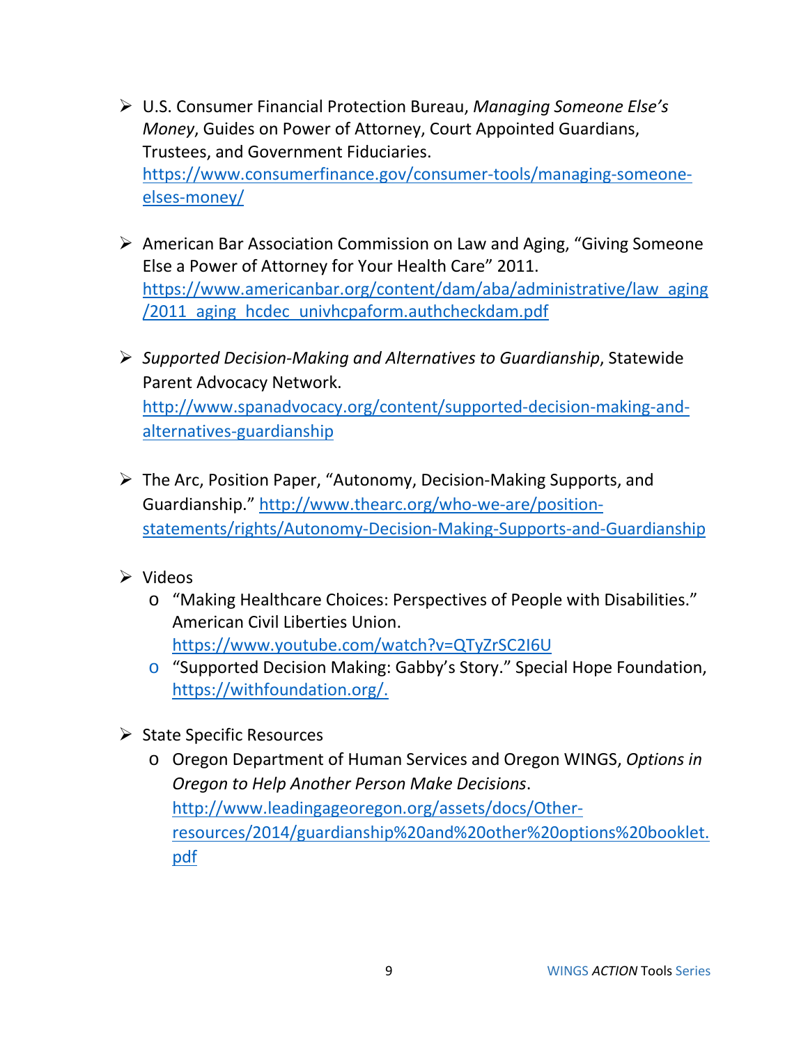- U.S. Consumer Financial Protection Bureau, *Managing Someone Else's Money*, Guides on Power of Attorney, Court Appointed Guardians, Trustees, and Government Fiduciaries. https://www.consumerfinance.gov/consumer-tools/managing-someone-elses-money/

- American Bar Association Commission on Law and Aging, "Giving Someone Else a Power of Attorney for Your Health Care" 2011. https://www.americanbar.org/content/dam/aba/administrative/law_aging/2011_aging_hcdec_univhcpaform.authcheckdam.pdf

- *Supported Decision-Making and Alternatives to Guardianship*, Statewide Parent Advocacy Network. http://www.spanadvocacy.org/content/supported-decision-making-and-alternatives-guardianship

- The Arc, Position Paper, "Autonomy, Decision-Making Supports, and Guardianship." http://www.thearc.org/who-we-are/position-statements/rights/Autonomy-Decision-Making-Supports-and-Guardianship

- Videos
  - "Making Healthcare Choices: Perspectives of People with Disabilities." American Civil Liberties Union. https://www.youtube.com/watch?v=QTyZrSC2I6U
  - "Supported Decision Making: Gabby's Story." Special Hope Foundation, https://withfoundation.org/.

- State Specific Resources
  - Oregon Department of Human Services and Oregon WINGS, *Options in Oregon to Help Another Person Make Decisions*. http://www.leadingageoregon.org/assets/docs/Other-resources/2014/guardianship%20and%20other%20options%20booklet.pdf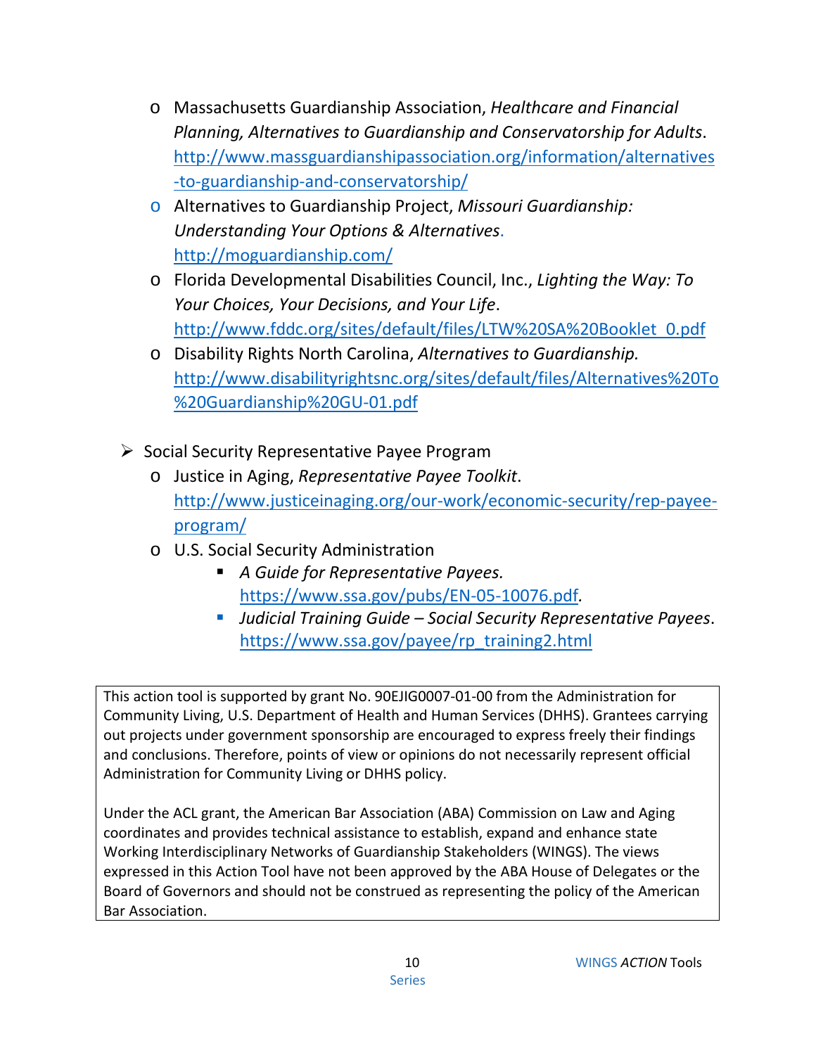- Massachusetts Guardianship Association, *Healthcare and Financial Planning, Alternatives to Guardianship and Conservatorship for Adults*. http://www.massguardianshipassociation.org/information/alternatives-to-guardianship-and-conservatorship/
   - Alternatives to Guardianship Project, *Missouri Guardianship: Understanding Your Options & Alternatives*. http://moguardianship.com/
   - Florida Developmental Disabilities Council, Inc., *Lighting the Way: To Your Choices, Your Decisions, and Your Life*. http://www.fddc.org/sites/default/files/LTW%20SA%20Booklet_0.pdf
   - Disability Rights North Carolina, *Alternatives to Guardianship.* http://www.disabilityrightsnc.org/sites/default/files/Alternatives%20To%20Guardianship%20GU-01.pdf

- Social Security Representative Payee Program
   - Justice in Aging, *Representative Payee Toolkit*. http://www.justiceinaging.org/our-work/economic-security/rep-payee-program/
   - U.S. Social Security Administration
      - *A Guide for Representative Payees.* https://www.ssa.gov/pubs/EN-05-10076.pdf.
      - *Judicial Training Guide – Social Security Representative Payees*. https://www.ssa.gov/payee/rp_training2.html

This action tool is supported by grant No. 90EJIG0007-01-00 from the Administration for Community Living, U.S. Department of Health and Human Services (DHHS). Grantees carrying out projects under government sponsorship are encouraged to express freely their findings and conclusions. Therefore, points of view or opinions do not necessarily represent official Administration for Community Living or DHHS policy.

Under the ACL grant, the American Bar Association (ABA) Commission on Law and Aging coordinates and provides technical assistance to establish, expand and enhance state Working Interdisciplinary Networks of Guardianship Stakeholders (WINGS). The views expressed in this Action Tool have not been approved by the ABA House of Delegates or the Board of Governors and should not be construed as representing the policy of the American Bar Association.